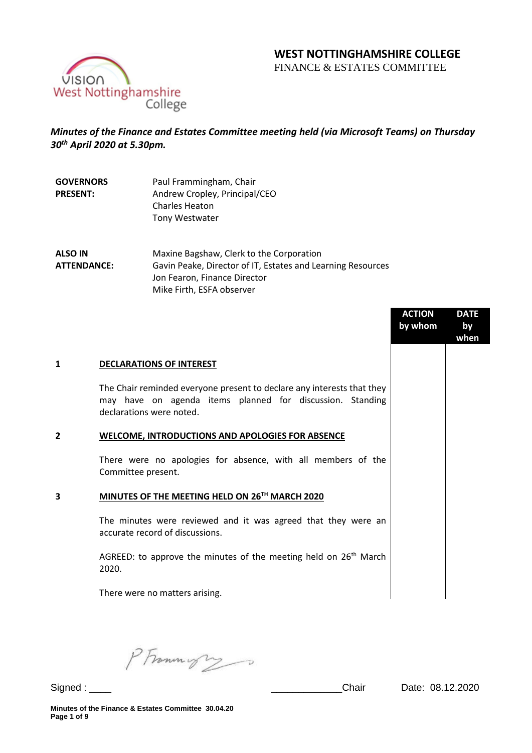# WEST NOTTINGHAMSHIRE COLLEGE

FINANCE & ESTATES COMMITTEE

***Minutes of the Finance and Estates Committee meeting held (via Microsoft Teams) on Thursday 30th April 2020 at 5.30pm.***

| | |
|---|---|
| **GOVERNORS PRESENT:** | Paul Frammingham, Chair<br>Andrew Cropley, Principal/CEO<br>Charles Heaton<br>Tony Westwater |
| **ALSO IN ATTENDANCE:** | Maxine Bagshaw, Clerk to the Corporation<br>Gavin Peake, Director of IT, Estates and Learning Resources<br>Jon Fearon, Finance Director<br>Mike Firth, ESFA observer |

| | | ACTION by whom | DATE by when |
|---|---|---|---|
| **1** | **DECLARATIONS OF INTEREST** | | |
| | The Chair reminded everyone present to declare any interests that they may have on agenda items planned for discussion. Standing declarations were noted. | | |
| **2** | **WELCOME, INTRODUCTIONS AND APOLOGIES FOR ABSENCE** | | |
| | There were no apologies for absence, with all members of the Committee present. | | |
| **3** | **MINUTES OF THE MEETING HELD ON 26TH MARCH 2020** | | |
| | The minutes were reviewed and it was agreed that they were an accurate record of discussions. | | |
| | AGREED: to approve the minutes of the meeting held on 26th March 2020. | | |
| | There were no matters arising. | | |

Signed : ____ _____________Chair Date: 08.12.2020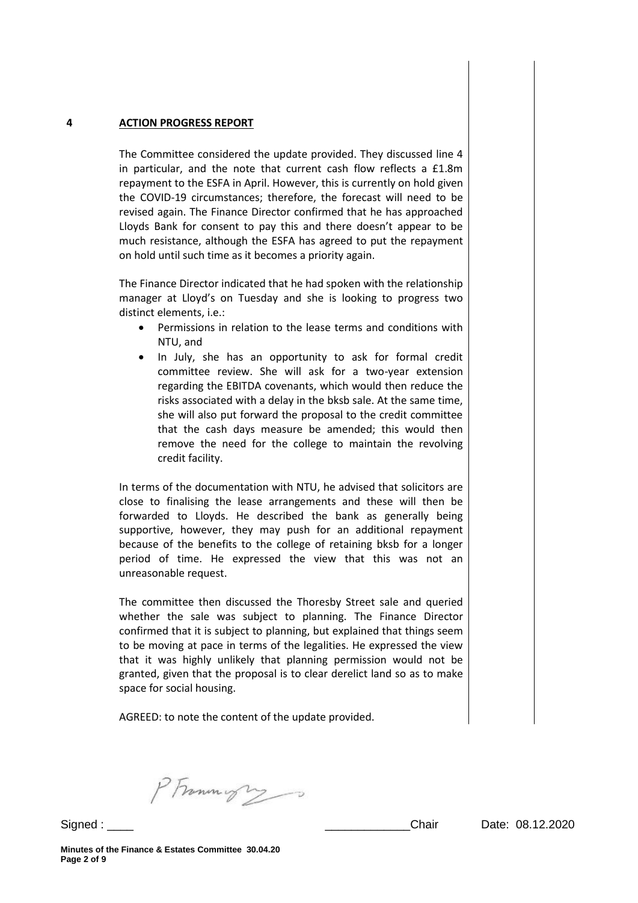## 4 ACTION PROGRESS REPORT

The Committee considered the update provided. They discussed line 4 in particular, and the note that current cash flow reflects a £1.8m repayment to the ESFA in April. However, this is currently on hold given the COVID-19 circumstances; therefore, the forecast will need to be revised again. The Finance Director confirmed that he has approached Lloyds Bank for consent to pay this and there doesn't appear to be much resistance, although the ESFA has agreed to put the repayment on hold until such time as it becomes a priority again.

The Finance Director indicated that he had spoken with the relationship manager at Lloyd's on Tuesday and she is looking to progress two distinct elements, i.e.:

- Permissions in relation to the lease terms and conditions with NTU, and
- In July, she has an opportunity to ask for formal credit committee review. She will ask for a two-year extension regarding the EBITDA covenants, which would then reduce the risks associated with a delay in the bksb sale. At the same time, she will also put forward the proposal to the credit committee that the cash days measure be amended; this would then remove the need for the college to maintain the revolving credit facility.

In terms of the documentation with NTU, he advised that solicitors are close to finalising the lease arrangements and these will then be forwarded to Lloyds. He described the bank as generally being supportive, however, they may push for an additional repayment because of the benefits to the college of retaining bksb for a longer period of time. He expressed the view that this was not an unreasonable request.

The committee then discussed the Thoresby Street sale and queried whether the sale was subject to planning. The Finance Director confirmed that it is subject to planning, but explained that things seem to be moving at pace in terms of the legalities. He expressed the view that it was highly unlikely that planning permission would not be granted, given that the proposal is to clear derelict land so as to make space for social housing.

AGREED: to note the content of the update provided.

Signed : ____ _____________Chair Date: 08.12.2020

**Minutes of the Finance & Estates Committee 30.04.20**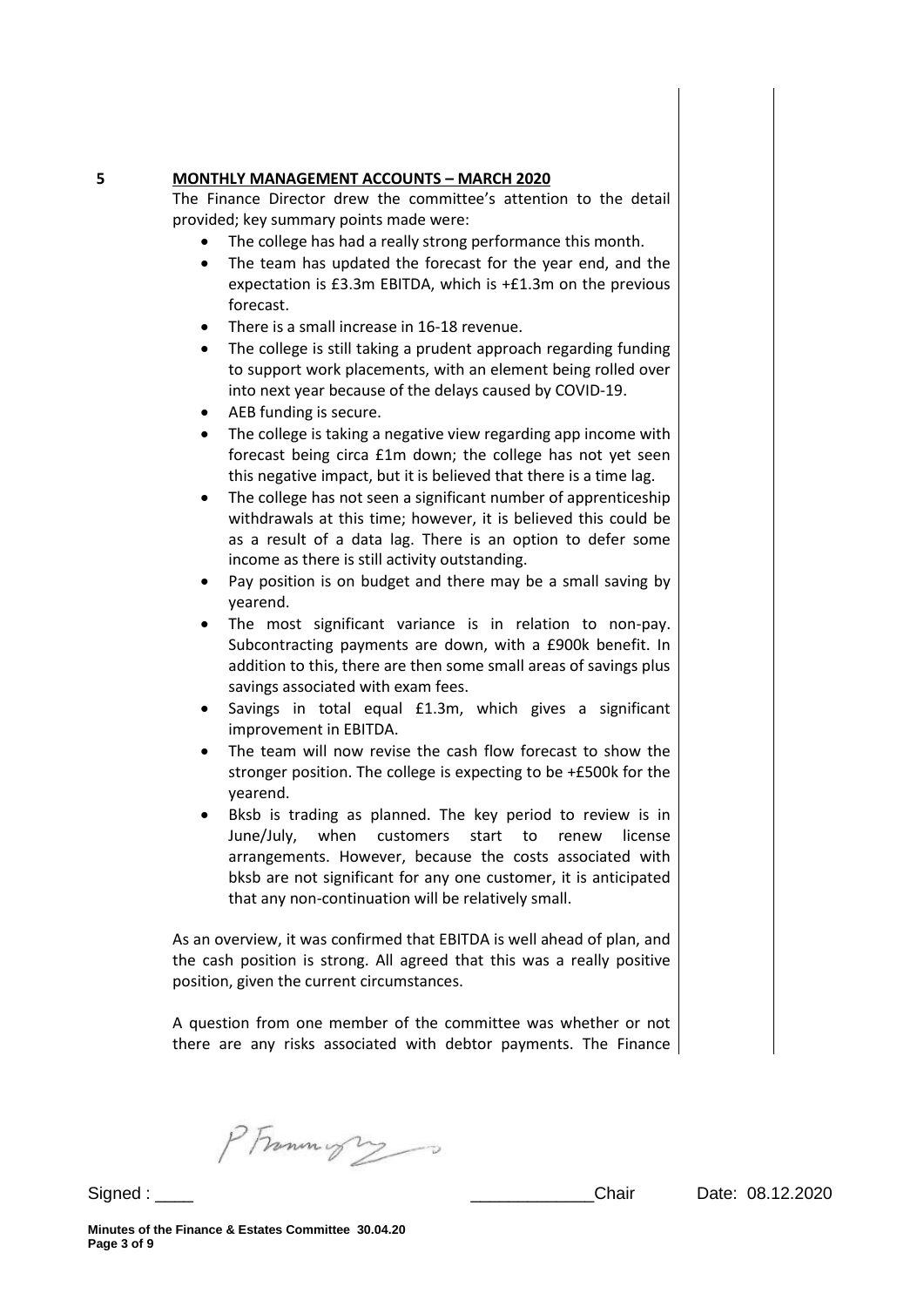## 5 MONTHLY MANAGEMENT ACCOUNTS – MARCH 2020

The Finance Director drew the committee's attention to the detail provided; key summary points made were:

- The college has had a really strong performance this month.
- The team has updated the forecast for the year end, and the expectation is £3.3m EBITDA, which is +£1.3m on the previous forecast.
- There is a small increase in 16-18 revenue.
- The college is still taking a prudent approach regarding funding to support work placements, with an element being rolled over into next year because of the delays caused by COVID-19.
- AEB funding is secure.
- The college is taking a negative view regarding app income with forecast being circa £1m down; the college has not yet seen this negative impact, but it is believed that there is a time lag.
- The college has not seen a significant number of apprenticeship withdrawals at this time; however, it is believed this could be as a result of a data lag. There is an option to defer some income as there is still activity outstanding.
- Pay position is on budget and there may be a small saving by yearend.
- The most significant variance is in relation to non-pay. Subcontracting payments are down, with a £900k benefit. In addition to this, there are then some small areas of savings plus savings associated with exam fees.
- Savings in total equal £1.3m, which gives a significant improvement in EBITDA.
- The team will now revise the cash flow forecast to show the stronger position. The college is expecting to be +£500k for the yearend.
- Bksb is trading as planned. The key period to review is in June/July, when customers start to renew license arrangements. However, because the costs associated with bksb are not significant for any one customer, it is anticipated that any non-continuation will be relatively small.

As an overview, it was confirmed that EBITDA is well ahead of plan, and the cash position is strong. All agreed that this was a really positive position, given the current circumstances.

A question from one member of the committee was whether or not there are any risks associated with debtor payments. The Finance

Signed : ____ _____________Chair Date: 08.12.2020

Minutes of the Finance & Estates Committee 30.04.20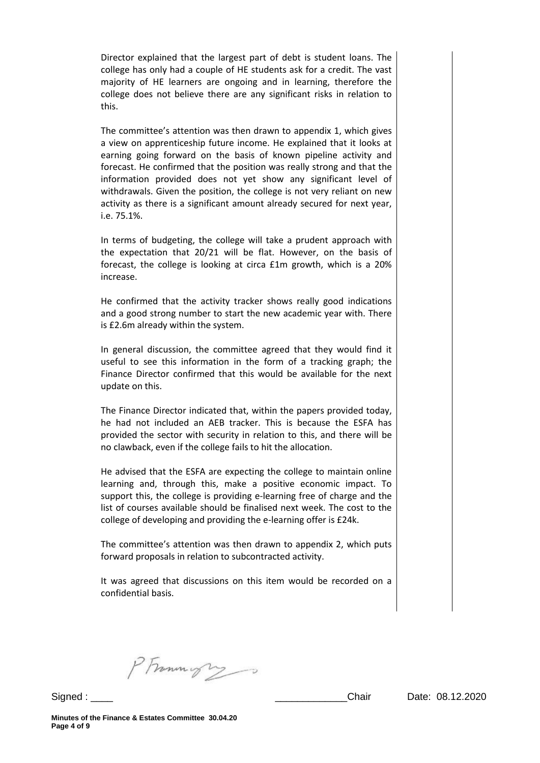Director explained that the largest part of debt is student loans. The college has only had a couple of HE students ask for a credit. The vast majority of HE learners are ongoing and in learning, therefore the college does not believe there are any significant risks in relation to this.

The committee's attention was then drawn to appendix 1, which gives a view on apprenticeship future income. He explained that it looks at earning going forward on the basis of known pipeline activity and forecast. He confirmed that the position was really strong and that the information provided does not yet show any significant level of withdrawals. Given the position, the college is not very reliant on new activity as there is a significant amount already secured for next year, i.e. 75.1%.

In terms of budgeting, the college will take a prudent approach with the expectation that 20/21 will be flat. However, on the basis of forecast, the college is looking at circa £1m growth, which is a 20% increase.

He confirmed that the activity tracker shows really good indications and a good strong number to start the new academic year with. There is £2.6m already within the system.

In general discussion, the committee agreed that they would find it useful to see this information in the form of a tracking graph; the Finance Director confirmed that this would be available for the next update on this.

The Finance Director indicated that, within the papers provided today, he had not included an AEB tracker. This is because the ESFA has provided the sector with security in relation to this, and there will be no clawback, even if the college fails to hit the allocation.

He advised that the ESFA are expecting the college to maintain online learning and, through this, make a positive economic impact. To support this, the college is providing e-learning free of charge and the list of courses available should be finalised next week. The cost to the college of developing and providing the e-learning offer is £24k.

The committee's attention was then drawn to appendix 2, which puts forward proposals in relation to subcontracted activity.

It was agreed that discussions on this item would be recorded on a confidential basis.

Signed : ____ _____________Chair Date: 08.12.2020

**Minutes of the Finance & Estates Committee 30.04.20**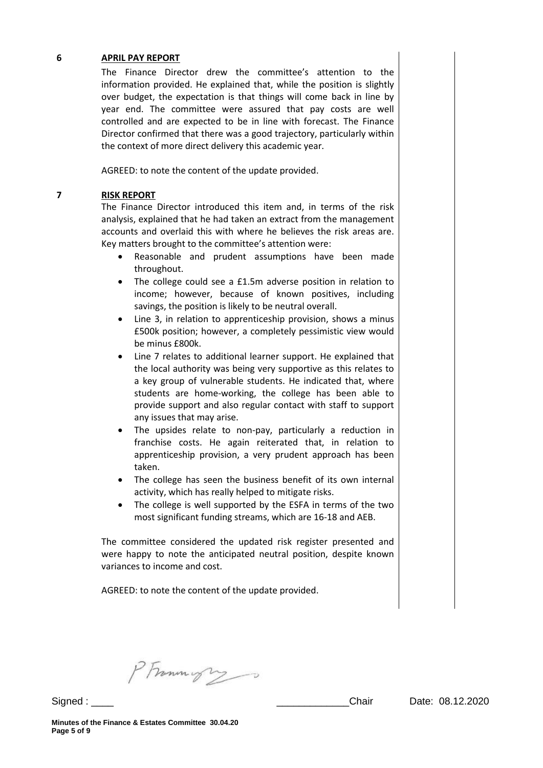## 6 APRIL PAY REPORT

The Finance Director drew the committee's attention to the information provided. He explained that, while the position is slightly over budget, the expectation is that things will come back in line by year end. The committee were assured that pay costs are well controlled and are expected to be in line with forecast. The Finance Director confirmed that there was a good trajectory, particularly within the context of more direct delivery this academic year.

AGREED: to note the content of the update provided.

## 7 RISK REPORT

The Finance Director introduced this item and, in terms of the risk analysis, explained that he had taken an extract from the management accounts and overlaid this with where he believes the risk areas are. Key matters brought to the committee's attention were:

- Reasonable and prudent assumptions have been made throughout.
- The college could see a £1.5m adverse position in relation to income; however, because of known positives, including savings, the position is likely to be neutral overall.
- Line 3, in relation to apprenticeship provision, shows a minus £500k position; however, a completely pessimistic view would be minus £800k.
- Line 7 relates to additional learner support. He explained that the local authority was being very supportive as this relates to a key group of vulnerable students. He indicated that, where students are home-working, the college has been able to provide support and also regular contact with staff to support any issues that may arise.
- The upsides relate to non-pay, particularly a reduction in franchise costs. He again reiterated that, in relation to apprenticeship provision, a very prudent approach has been taken.
- The college has seen the business benefit of its own internal activity, which has really helped to mitigate risks.
- The college is well supported by the ESFA in terms of the two most significant funding streams, which are 16-18 and AEB.

The committee considered the updated risk register presented and were happy to note the anticipated neutral position, despite known variances to income and cost.

AGREED: to note the content of the update provided.

Signed : ____ _____________Chair Date: 08.12.2020

Minutes of the Finance & Estates Committee 30.04.20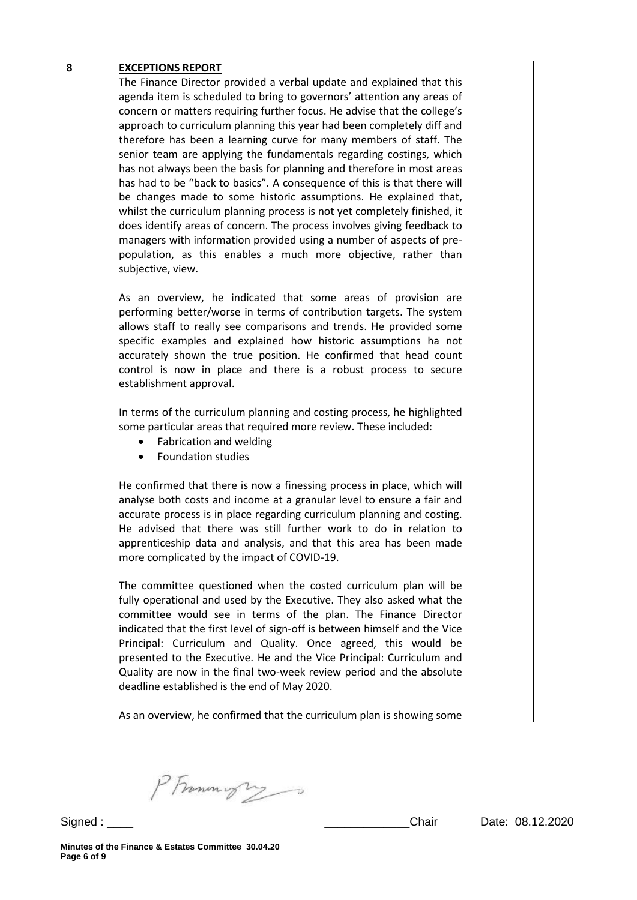## 8 EXCEPTIONS REPORT

The Finance Director provided a verbal update and explained that this agenda item is scheduled to bring to governors' attention any areas of concern or matters requiring further focus. He advise that the college's approach to curriculum planning this year had been completely diff and therefore has been a learning curve for many members of staff. The senior team are applying the fundamentals regarding costings, which has not always been the basis for planning and therefore in most areas has had to be "back to basics". A consequence of this is that there will be changes made to some historic assumptions. He explained that, whilst the curriculum planning process is not yet completely finished, it does identify areas of concern. The process involves giving feedback to managers with information provided using a number of aspects of pre-population, as this enables a much more objective, rather than subjective, view.

As an overview, he indicated that some areas of provision are performing better/worse in terms of contribution targets. The system allows staff to really see comparisons and trends. He provided some specific examples and explained how historic assumptions ha not accurately shown the true position. He confirmed that head count control is now in place and there is a robust process to secure establishment approval.

In terms of the curriculum planning and costing process, he highlighted some particular areas that required more review. These included:

- Fabrication and welding
- Foundation studies

He confirmed that there is now a finessing process in place, which will analyse both costs and income at a granular level to ensure a fair and accurate process is in place regarding curriculum planning and costing. He advised that there was still further work to do in relation to apprenticeship data and analysis, and that this area has been made more complicated by the impact of COVID-19.

The committee questioned when the costed curriculum plan will be fully operational and used by the Executive. They also asked what the committee would see in terms of the plan. The Finance Director indicated that the first level of sign-off is between himself and the Vice Principal: Curriculum and Quality. Once agreed, this would be presented to the Executive. He and the Vice Principal: Curriculum and Quality are now in the final two-week review period and the absolute deadline established is the end of May 2020.

As an overview, he confirmed that the curriculum plan is showing some

Signed : ____ _____________Chair Date: 08.12.2020

Minutes of the Finance & Estates Committee 30.04.20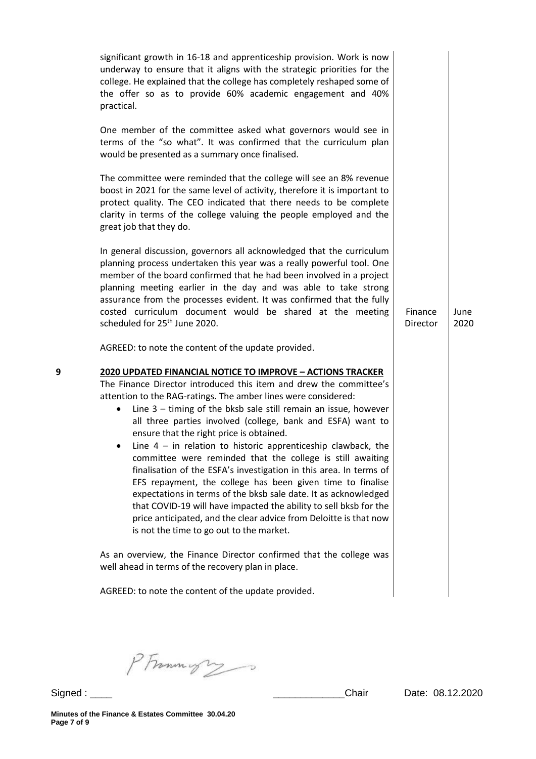significant growth in 16-18 and apprenticeship provision. Work is now underway to ensure that it aligns with the strategic priorities for the college. He explained that the college has completely reshaped some of the offer so as to provide 60% academic engagement and 40% practical.

One member of the committee asked what governors would see in terms of the "so what". It was confirmed that the curriculum plan would be presented as a summary once finalised.

The committee were reminded that the college will see an 8% revenue boost in 2021 for the same level of activity, therefore it is important to protect quality. The CEO indicated that there needs to be complete clarity in terms of the college valuing the people employed and the great job that they do.

In general discussion, governors all acknowledged that the curriculum planning process undertaken this year was a really powerful tool. One member of the board confirmed that he had been involved in a project planning meeting earlier in the day and was able to take strong assurance from the processes evident. It was confirmed that the fully costed curriculum document would be shared at the meeting scheduled for 25th June 2020. — **Finance Director** — **June 2020**

AGREED: to note the content of the update provided.

**9 2020 UPDATED FINANCIAL NOTICE TO IMPROVE – ACTIONS TRACKER**

The Finance Director introduced this item and drew the committee's attention to the RAG-ratings. The amber lines were considered:

- Line 3 – timing of the bksb sale still remain an issue, however all three parties involved (college, bank and ESFA) want to ensure that the right price is obtained.
- Line 4 – in relation to historic apprenticeship clawback, the committee were reminded that the college is still awaiting finalisation of the ESFA's investigation in this area. In terms of EFS repayment, the college has been given time to finalise expectations in terms of the bksb sale date. It as acknowledged that COVID-19 will have impacted the ability to sell bksb for the price anticipated, and the clear advice from Deloitte is that now is not the time to go out to the market.

As an overview, the Finance Director confirmed that the college was well ahead in terms of the recovery plan in place.

AGREED: to note the content of the update provided.

Signed : ____ _____________Chair Date: 08.12.2020

**Minutes of the Finance & Estates Committee 30.04.20**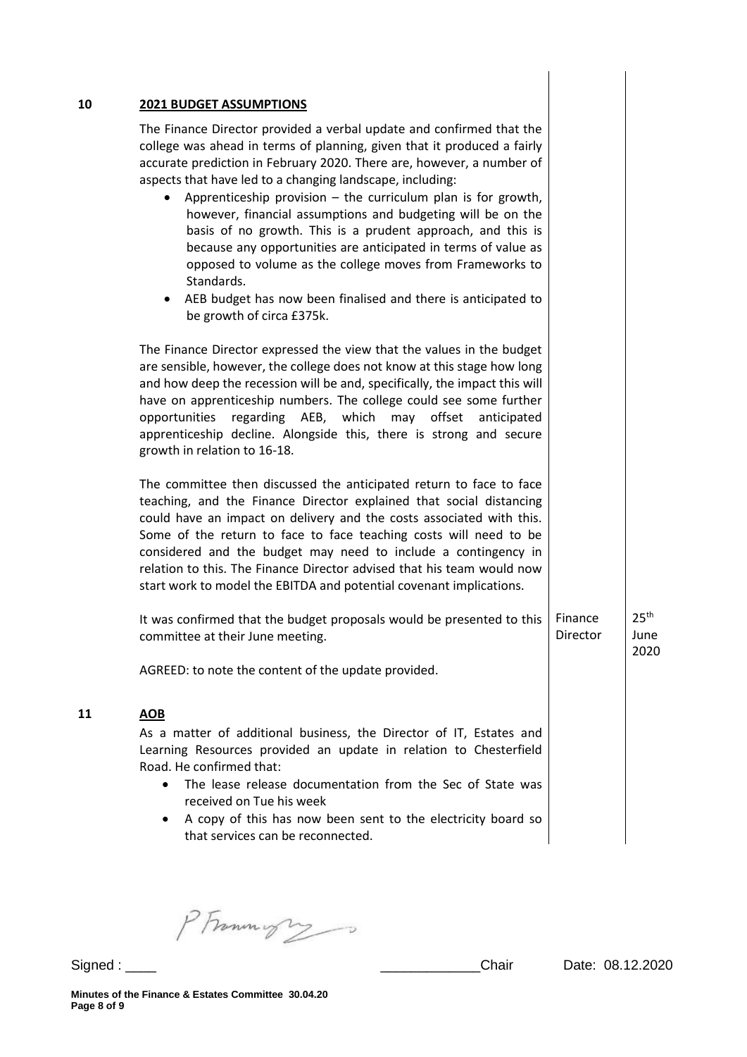## 10 2021 BUDGET ASSUMPTIONS

The Finance Director provided a verbal update and confirmed that the college was ahead in terms of planning, given that it produced a fairly accurate prediction in February 2020. There are, however, a number of aspects that have led to a changing landscape, including:

- Apprenticeship provision – the curriculum plan is for growth, however, financial assumptions and budgeting will be on the basis of no growth. This is a prudent approach, and this is because any opportunities are anticipated in terms of value as opposed to volume as the college moves from Frameworks to Standards.
- AEB budget has now been finalised and there is anticipated to be growth of circa £375k.

The Finance Director expressed the view that the values in the budget are sensible, however, the college does not know at this stage how long and how deep the recession will be and, specifically, the impact this will have on apprenticeship numbers. The college could see some further opportunities regarding AEB, which may offset anticipated apprenticeship decline. Alongside this, there is strong and secure growth in relation to 16-18.

The committee then discussed the anticipated return to face to face teaching, and the Finance Director explained that social distancing could have an impact on delivery and the costs associated with this. Some of the return to face to face teaching costs will need to be considered and the budget may need to include a contingency in relation to this. The Finance Director advised that his team would now start work to model the EBITDA and potential covenant implications.

| | Action | Date |
|---|---|---|
| It was confirmed that the budget proposals would be presented to this committee at their June meeting. | Finance Director | 25th June 2020 |

AGREED: to note the content of the update provided.

## 11 AOB

As a matter of additional business, the Director of IT, Estates and Learning Resources provided an update in relation to Chesterfield Road. He confirmed that:

- The lease release documentation from the Sec of State was received on Tue his week
- A copy of this has now been sent to the electricity board so that services can be reconnected.

Signed : ____ _____________Chair Date: 08.12.2020

**Minutes of the Finance & Estates Committee 30.04.20**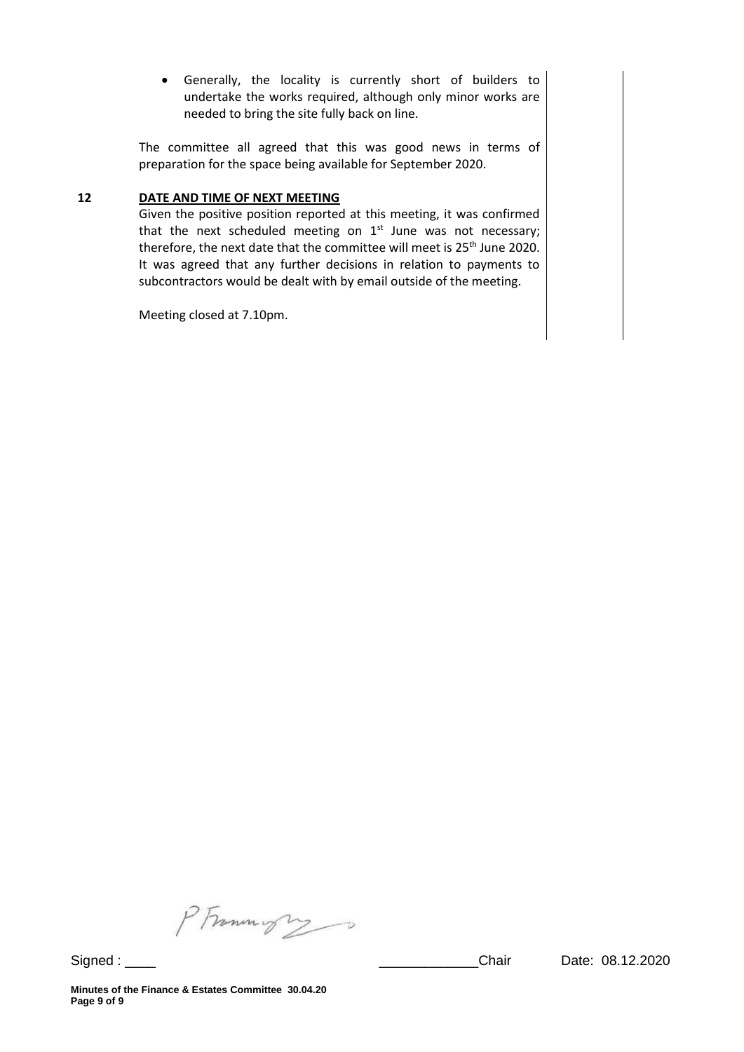- Generally, the locality is currently short of builders to undertake the works required, although only minor works are needed to bring the site fully back on line.

The committee all agreed that this was good news in terms of preparation for the space being available for September 2020.

**12 DATE AND TIME OF NEXT MEETING**

Given the positive position reported at this meeting, it was confirmed that the next scheduled meeting on 1st June was not necessary; therefore, the next date that the committee will meet is 25th June 2020. It was agreed that any further decisions in relation to payments to subcontractors would be dealt with by email outside of the meeting.

Meeting closed at 7.10pm.

Signed : ____ _____________Chair Date: 08.12.2020

**Minutes of the Finance & Estates Committee 30.04.20**